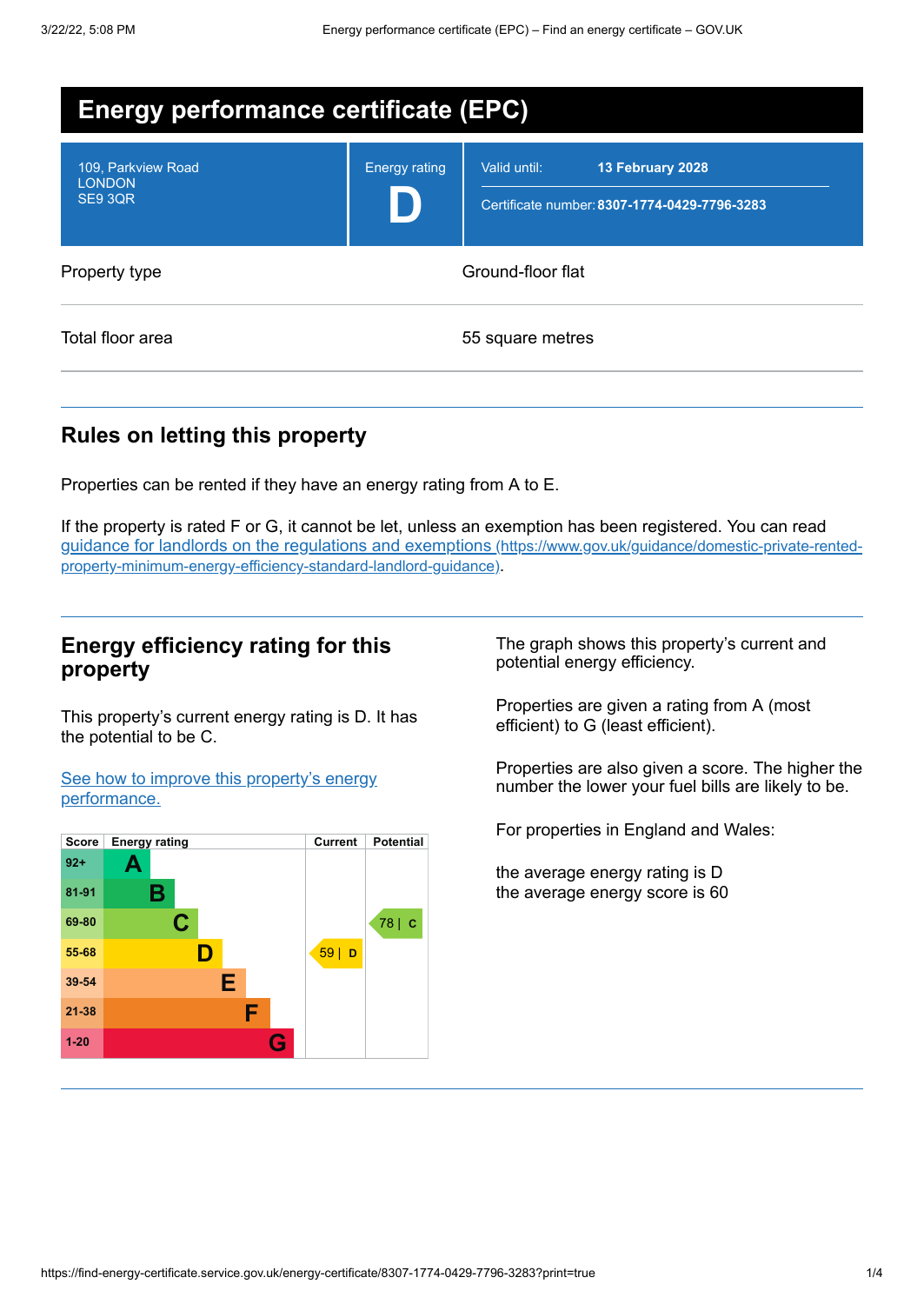# Energy performance certificate (EPC)

| 109, Parkview Road<br>LONDON<br>SE9 3QR | Energy rating<br>**D** | Valid until: **13 February 2028**<br>Certificate number: **8307-1774-0429-7796-3283** |
|---|---|---|

| | |
|---|---|
| Property type | Ground-floor flat |
| Total floor area | 55 square metres |

## Rules on letting this property

Properties can be rented if they have an energy rating from A to E.

If the property is rated F or G, it cannot be let, unless an exemption has been registered. You can read [guidance for landlords on the regulations and exemptions (https://www.gov.uk/guidance/domestic-private-rented-property-minimum-energy-efficiency-standard-landlord-guidance)](https://www.gov.uk/guidance/domestic-private-rented-property-minimum-energy-efficiency-standard-landlord-guidance).

## Energy efficiency rating for this property

This property's current energy rating is D. It has the potential to be C.

[See how to improve this property's energy performance.]()

| Score | Energy rating | Current | Potential |
|---|---|---|---|
| 92+ | A | | |
| 81-91 | B | | |
| 69-80 | C | | 78 \| C |
| 55-68 | D | 59 \| D | |
| 39-54 | E | | |
| 21-38 | F | | |
| 1-20 | G | | |

The graph shows this property's current and potential energy efficiency.

Properties are given a rating from A (most efficient) to G (least efficient).

Properties are also given a score. The higher the number the lower your fuel bills are likely to be.

For properties in England and Wales:

the average energy rating is D
the average energy score is 60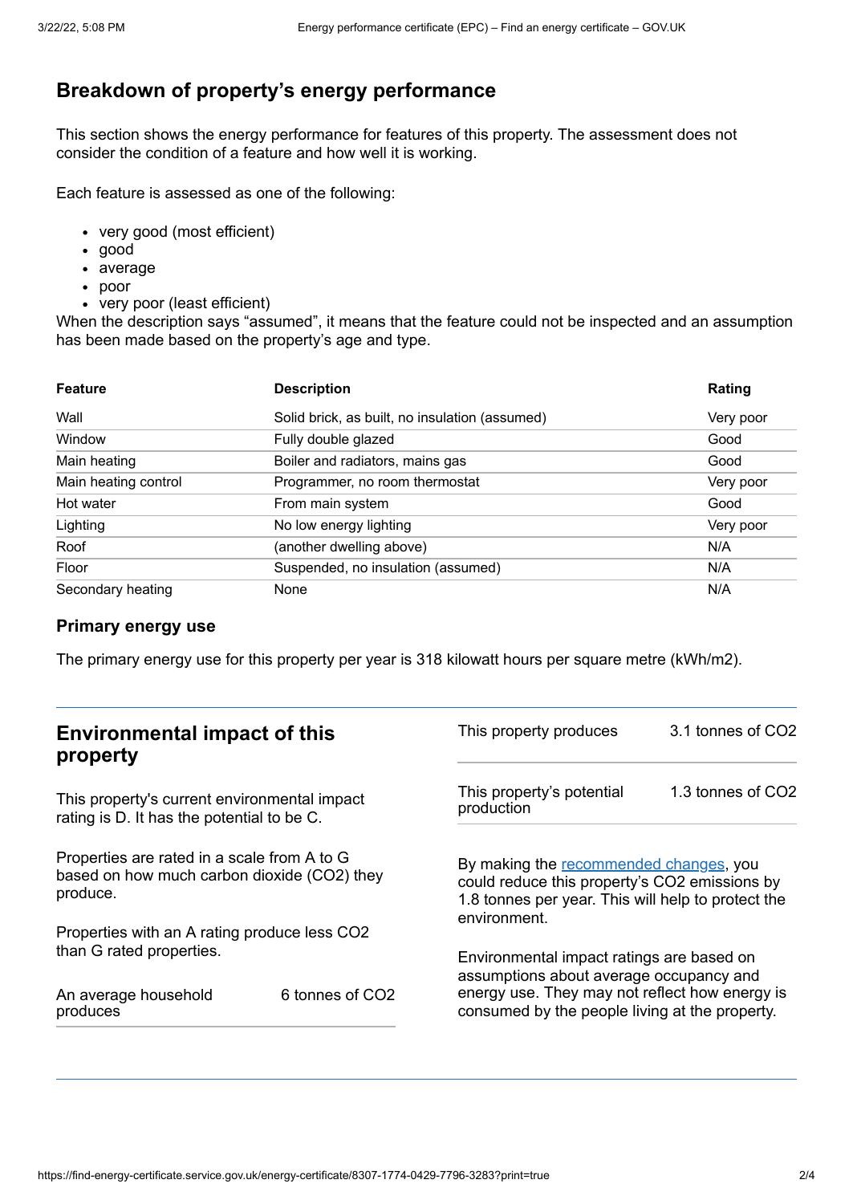## Breakdown of property's energy performance

This section shows the energy performance for features of this property. The assessment does not consider the condition of a feature and how well it is working.

Each feature is assessed as one of the following:

- very good (most efficient)
- good
- average
- poor
- very poor (least efficient)

When the description says "assumed", it means that the feature could not be inspected and an assumption has been made based on the property's age and type.

| Feature | Description | Rating |
|---|---|---|
| Wall | Solid brick, as built, no insulation (assumed) | Very poor |
| Window | Fully double glazed | Good |
| Main heating | Boiler and radiators, mains gas | Good |
| Main heating control | Programmer, no room thermostat | Very poor |
| Hot water | From main system | Good |
| Lighting | No low energy lighting | Very poor |
| Roof | (another dwelling above) | N/A |
| Floor | Suspended, no insulation (assumed) | N/A |
| Secondary heating | None | N/A |

### Primary energy use

The primary energy use for this property per year is 318 kilowatt hours per square metre (kWh/m2).

## Environmental impact of this property

This property's current environmental impact rating is D. It has the potential to be C.

Properties are rated in a scale from A to G based on how much carbon dioxide ($CO_2$) they produce.

Properties with an A rating produce less $CO_2$ than G rated properties.

| | |
|---|---|
| An average household produces | 6 tonnes of $CO_2$ |
| This property produces | 3.1 tonnes of $CO_2$ |
| This property's potential production | 1.3 tonnes of $CO_2$ |

By making the recommended changes, you could reduce this property's $CO_2$ emissions by 1.8 tonnes per year. This will help to protect the environment.

Environmental impact ratings are based on assumptions about average occupancy and energy use. They may not reflect how energy is consumed by the people living at the property.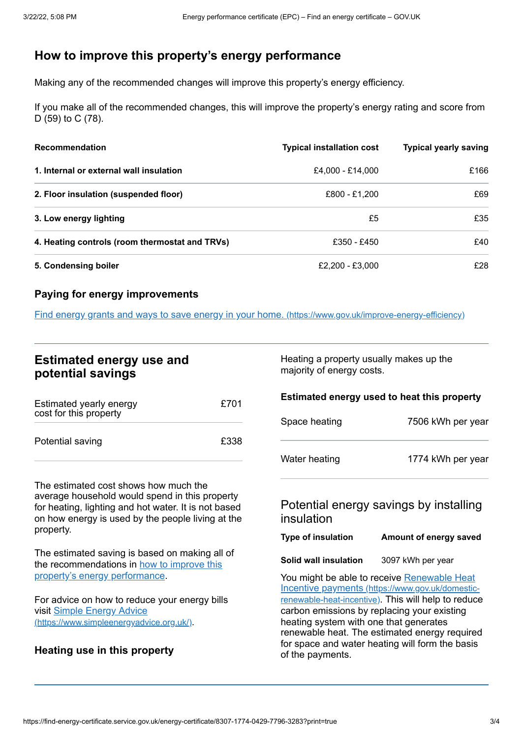## How to improve this property's energy performance

Making any of the recommended changes will improve this property's energy efficiency.

If you make all of the recommended changes, this will improve the property's energy rating and score from D (59) to C (78).

| Recommendation | Typical installation cost | Typical yearly saving |
| --- | --- | --- |
| **1. Internal or external wall insulation** | £4,000 - £14,000 | £166 |
| **2. Floor insulation (suspended floor)** | £800 - £1,200 | £69 |
| **3. Low energy lighting** | £5 | £35 |
| **4. Heating controls (room thermostat and TRVs)** | £350 - £450 | £40 |
| **5. Condensing boiler** | £2,200 - £3,000 | £28 |

### Paying for energy improvements

[Find energy grants and ways to save energy in your home.](https://www.gov.uk/improve-energy-efficiency) (https://www.gov.uk/improve-energy-efficiency)

## Estimated energy use and potential savings

| | |
| --- | --- |
| Estimated yearly energy cost for this property | £701 |
| Potential saving | £338 |

The estimated cost shows how much the average household would spend in this property for heating, lighting and hot water. It is not based on how energy is used by the people living at the property.

The estimated saving is based on making all of the recommendations in [how to improve this property's energy performance](#).

For advice on how to reduce your energy bills visit [Simple Energy Advice](https://www.simpleenergyadvice.org.uk/) (https://www.simpleenergyadvice.org.uk/).

### Heating use in this property

Heating a property usually makes up the majority of energy costs.

#### Estimated energy used to heat this property

| | |
| --- | --- |
| Space heating | 7506 kWh per year |
| Water heating | 1774 kWh per year |

### Potential energy savings by installing insulation

| Type of insulation | Amount of energy saved |
| --- | --- |
| **Solid wall insulation** | 3097 kWh per year |

You might be able to receive [Renewable Heat Incentive payments](https://www.gov.uk/domestic-renewable-heat-incentive) (https://www.gov.uk/domestic-renewable-heat-incentive). This will help to reduce carbon emissions by replacing your existing heating system with one that generates renewable heat. The estimated energy required for space and water heating will form the basis of the payments.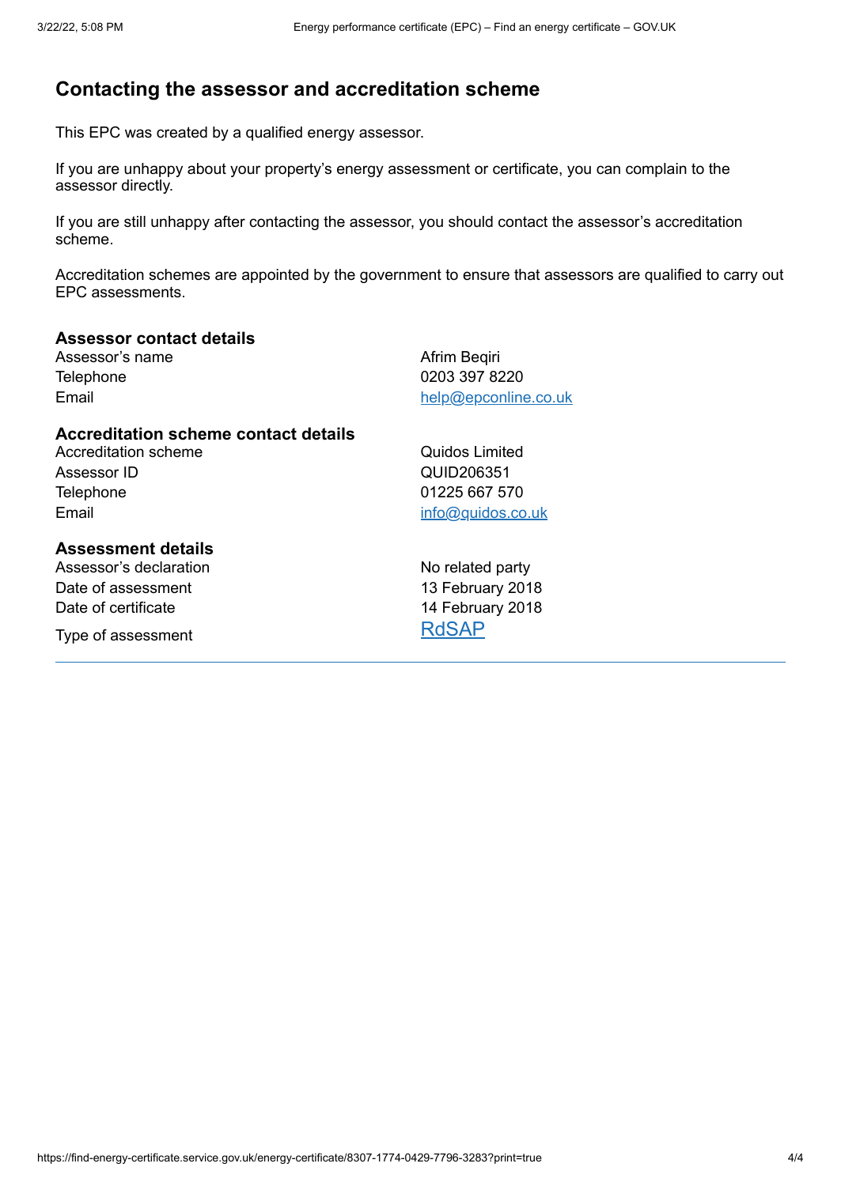## Contacting the assessor and accreditation scheme

This EPC was created by a qualified energy assessor.

If you are unhappy about your property's energy assessment or certificate, you can complain to the assessor directly.

If you are still unhappy after contacting the assessor, you should contact the assessor's accreditation scheme.

Accreditation schemes are appointed by the government to ensure that assessors are qualified to carry out EPC assessments.

### Assessor contact details

| | |
|---|---|
| Assessor's name | Afrim Beqiri |
| Telephone | 0203 397 8220 |
| Email | help@epconline.co.uk |

### Accreditation scheme contact details

| | |
|---|---|
| Accreditation scheme | Quidos Limited |
| Assessor ID | QUID206351 |
| Telephone | 01225 667 570 |
| Email | info@quidos.co.uk |

### Assessment details

| | |
|---|---|
| Assessor's declaration | No related party |
| Date of assessment | 13 February 2018 |
| Date of certificate | 14 February 2018 |
| Type of assessment | RdSAP |